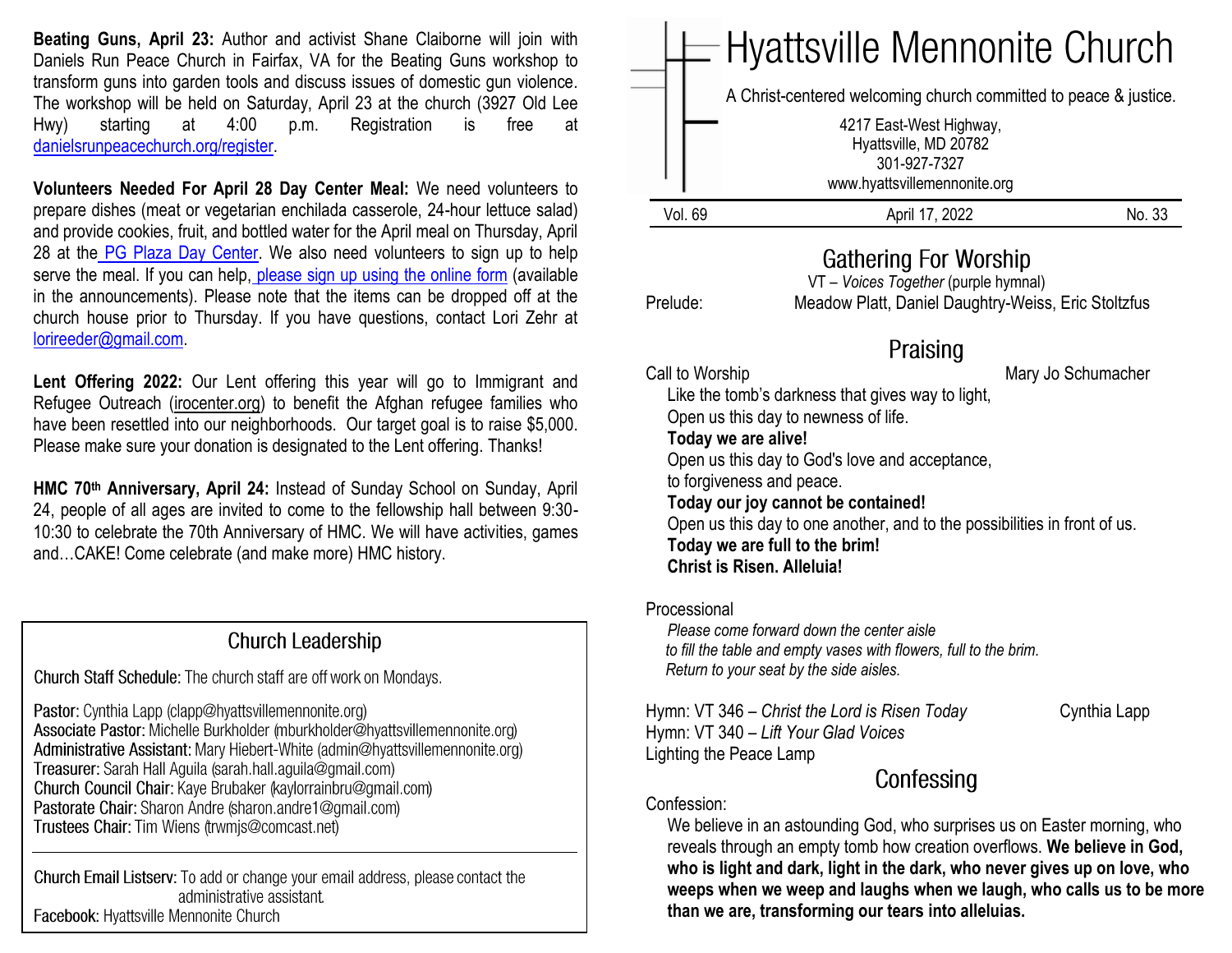**Beating Guns, April 23:** Author and activist Shane Claiborne will join with Daniels Run Peace Church in Fairfax, VA for the Beating Guns workshop to transform guns into garden tools and discuss issues of domestic gun violence. The workshop will be held on Saturday, April 23 at the church (3927 Old Lee Hwy) starting at 4:00 p.m. Registration is free at danielsrunpeacechurch.org/register.

**Volunteers Needed For April 28 Day Center Meal:** We need volunteers to prepare dishes (meat or vegetarian enchilada casserole, 24-hour lettuce salad) and provide cookies, fruit, and bottled water for the April meal on Thursday, April 28 at the PG Plaza Day Center. We also need volunteers to sign up to help serve the meal. If you can help, please sign up using the online form (available in the announcements). Please note that the items can be dropped off at the church house prior to Thursday. If you have questions, contact Lori Zehr at lorireeder@gmail.com.

**Lent Offering 2022:** Our Lent offering this year will go to Immigrant and Refugee Outreach (irocenter.org) to benefit the Afghan refugee families who have been resettled into our neighborhoods. Our target goal is to raise $5,000. Please make sure your donation is designated to the Lent offering. Thanks!

**HMC 70th Anniversary, April 24:** Instead of Sunday School on Sunday, April 24, people of all ages are invited to come to the fellowship hall between 9:30-10:30 to celebrate the 70th Anniversary of HMC. We will have activities, games and…CAKE! Come celebrate (and make more) HMC history.

## Church Leadership

Church Staff Schedule: The church staff are off work on Mondays.

Pastor: Cynthia Lapp (clapp@hyattsvillemennonite.org)
Associate Pastor: Michelle Burkholder (mburkholder@hyattsvillemennonite.org)
Administrative Assistant: Mary Hiebert-White (admin@hyattsvillemennonite.org)
Treasurer: Sarah Hall Aguila (sarah.hall.aguila@gmail.com)
Church Council Chair: Kaye Brubaker (kaylorrainbru@gmail.com)
Pastorate Chair: Sharon Andre (sharon.andre1@gmail.com)
Trustees Chair: Tim Wiens (trwmjs@comcast.net)

Church Email Listserv: To add or change your email address, please contact the administrative assistant.
Facebook: Hyattsville Mennonite Church

# Hyattsville Mennonite Church

A Christ-centered welcoming church committed to peace & justice.

4217 East-West Highway,
Hyattsville, MD 20782
301-927-7327
www.hyattsvillemennonite.org

Vol. 69 | April 17, 2022 | No. 33

## Gathering For Worship

VT – *Voices Together* (purple hymnal)

Prelude: Meadow Platt, Daniel Daughtry-Weiss, Eric Stoltzfus

## Praising

Call to Worship — Mary Jo Schumacher

Like the tomb's darkness that gives way to light,
Open us this day to newness of life.
**Today we are alive!**
Open us this day to God's love and acceptance,
to forgiveness and peace.
**Today our joy cannot be contained!**
Open us this day to one another, and to the possibilities in front of us.
**Today we are full to the brim!**
**Christ is Risen. Alleluia!**

Processional

*Please come forward down the center aisle*
*to fill the table and empty vases with flowers, full to the brim.*
*Return to your seat by the side aisles.*

Hymn: VT 346 – *Christ the Lord is Risen Today* — Cynthia Lapp
Hymn: VT 340 – *Lift Your Glad Voices*
Lighting the Peace Lamp

## Confessing

Confession:

We believe in an astounding God, who surprises us on Easter morning, who reveals through an empty tomb how creation overflows. **We believe in God, who is light and dark, light in the dark, who never gives up on love, who weeps when we weep and laughs when we laugh, who calls us to be more than we are, transforming our tears into alleluias.**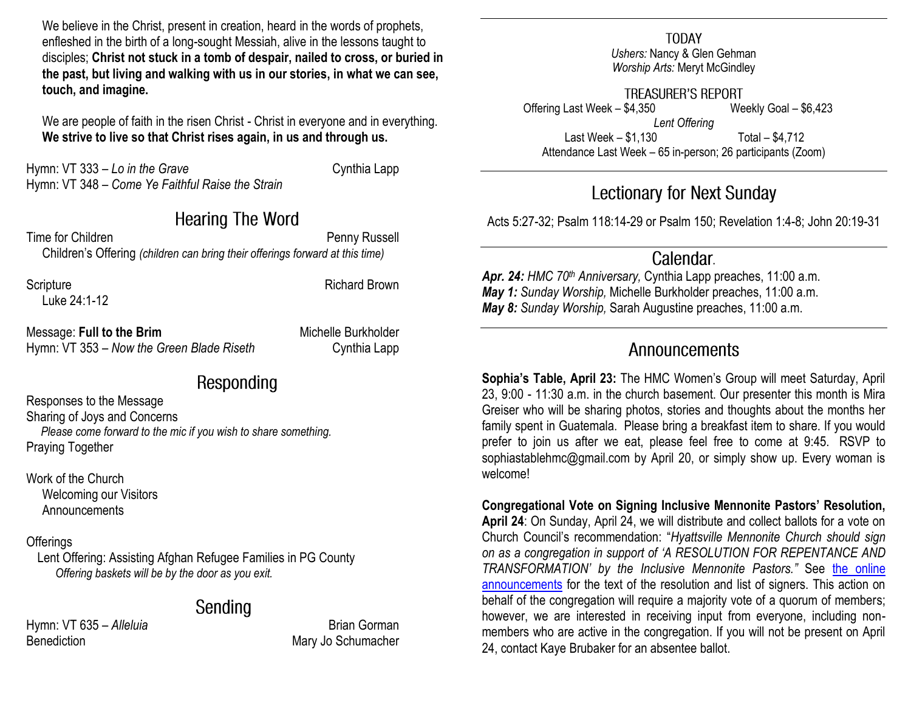We believe in the Christ, present in creation, heard in the words of prophets, enfleshed in the birth of a long-sought Messiah, alive in the lessons taught to disciples; **Christ not stuck in a tomb of despair, nailed to cross, or buried in the past, but living and walking with us in our stories, in what we can see, touch, and imagine.**

We are people of faith in the risen Christ - Christ in everyone and in everything. **We strive to live so that Christ rises again, in us and through us.**

Hymn: VT 333 – *Lo in the Grave* — Cynthia Lapp
Hymn: VT 348 – *Come Ye Faithful Raise the Strain*

## Hearing The Word

Time for Children — Penny Russell
Children's Offering *(children can bring their offerings forward at this time)*

Scripture — Richard Brown
Luke 24:1-12

Message: **Full to the Brim** — Michelle Burkholder
Hymn: VT 353 – *Now the Green Blade Riseth* — Cynthia Lapp

## Responding

Responses to the Message
Sharing of Joys and Concerns
*Please come forward to the mic if you wish to share something.*
Praying Together

Work of the Church
Welcoming our Visitors
Announcements

Offerings
Lent Offering: Assisting Afghan Refugee Families in PG County
*Offering baskets will be by the door as you exit.*

## Sending

Hymn: VT 635 – *Alleluia* — Brian Gorman
Benediction — Mary Jo Schumacher

TODAY
*Ushers:* Nancy & Glen Gehman
*Worship Arts:* Meryt McGindley

TREASURER'S REPORT
Offering Last Week – $4,350 — Weekly Goal – $6,423
*Lent Offering*
Last Week – $1,130 — Total – $4,712
Attendance Last Week – 65 in-person; 26 participants (Zoom)

## Lectionary for Next Sunday

Acts 5:27-32; Psalm 118:14-29 or Psalm 150; Revelation 1:4-8; John 20:19-31

## Calendar.

***Apr. 24:*** *HMC 70th Anniversary,* Cynthia Lapp preaches, 11:00 a.m.
***May 1:*** *Sunday Worship,* Michelle Burkholder preaches, 11:00 a.m.
***May 8:*** *Sunday Worship,* Sarah Augustine preaches, 11:00 a.m.

## Announcements

**Sophia's Table, April 23:** The HMC Women's Group will meet Saturday, April 23, 9:00 - 11:30 a.m. in the church basement. Our presenter this month is Mira Greiser who will be sharing photos, stories and thoughts about the months her family spent in Guatemala. Please bring a breakfast item to share. If you would prefer to join us after we eat, please feel free to come at 9:45. RSVP to sophiastablehmc@gmail.com by April 20, or simply show up. Every woman is welcome!

**Congregational Vote on Signing Inclusive Mennonite Pastors' Resolution, April 24**: On Sunday, April 24, we will distribute and collect ballots for a vote on Church Council's recommendation: "*Hyattsville Mennonite Church should sign on as a congregation in support of 'A RESOLUTION FOR REPENTANCE AND TRANSFORMATION' by the Inclusive Mennonite Pastors."* See the online announcements for the text of the resolution and list of signers. This action on behalf of the congregation will require a majority vote of a quorum of members; however, we are interested in receiving input from everyone, including non-members who are active in the congregation. If you will not be present on April 24, contact Kaye Brubaker for an absentee ballot.